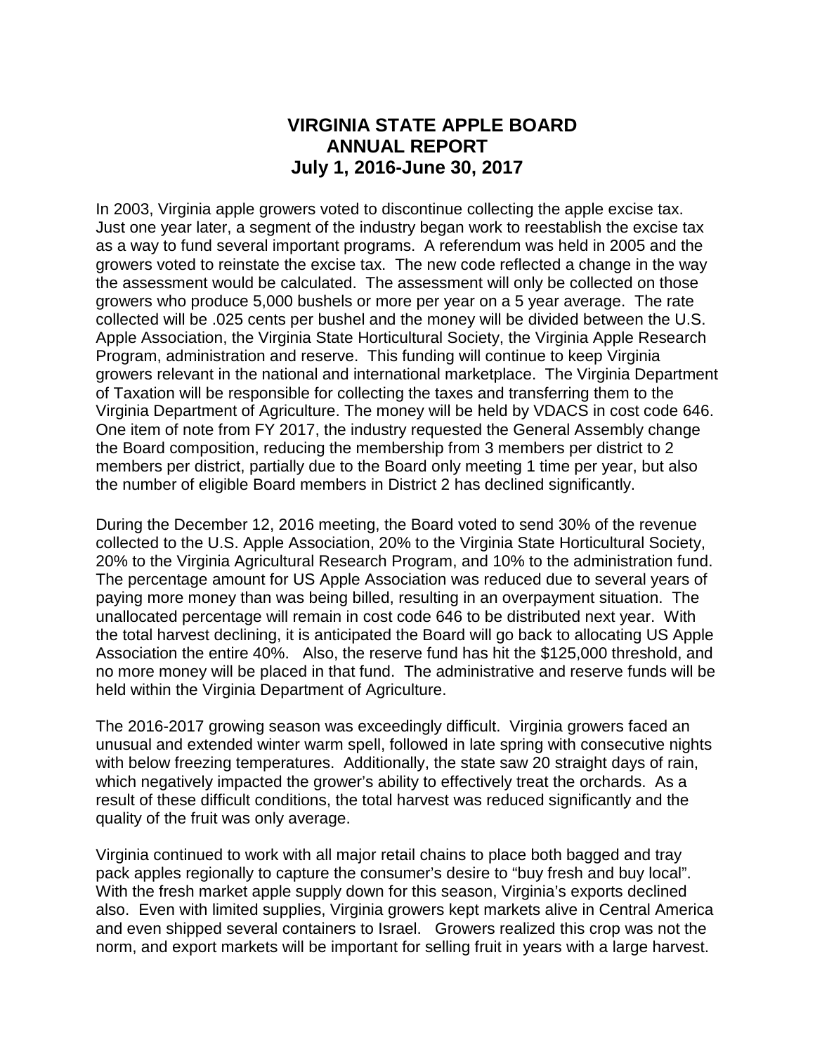# VIRGINIA STATE APPLE BOARD
## ANNUAL REPORT
## July 1, 2016-June 30, 2017

In 2003, Virginia apple growers voted to discontinue collecting the apple excise tax. Just one year later, a segment of the industry began work to reestablish the excise tax as a way to fund several important programs. A referendum was held in 2005 and the growers voted to reinstate the excise tax. The new code reflected a change in the way the assessment would be calculated. The assessment will only be collected on those growers who produce 5,000 bushels or more per year on a 5 year average. The rate collected will be .025 cents per bushel and the money will be divided between the U.S. Apple Association, the Virginia State Horticultural Society, the Virginia Apple Research Program, administration and reserve. This funding will continue to keep Virginia growers relevant in the national and international marketplace. The Virginia Department of Taxation will be responsible for collecting the taxes and transferring them to the Virginia Department of Agriculture. The money will be held by VDACS in cost code 646. One item of note from FY 2017, the industry requested the General Assembly change the Board composition, reducing the membership from 3 members per district to 2 members per district, partially due to the Board only meeting 1 time per year, but also the number of eligible Board members in District 2 has declined significantly.

During the December 12, 2016 meeting, the Board voted to send 30% of the revenue collected to the U.S. Apple Association, 20% to the Virginia State Horticultural Society, 20% to the Virginia Agricultural Research Program, and 10% to the administration fund. The percentage amount for US Apple Association was reduced due to several years of paying more money than was being billed, resulting in an overpayment situation. The unallocated percentage will remain in cost code 646 to be distributed next year. With the total harvest declining, it is anticipated the Board will go back to allocating US Apple Association the entire 40%. Also, the reserve fund has hit the $125,000 threshold, and no more money will be placed in that fund. The administrative and reserve funds will be held within the Virginia Department of Agriculture.

The 2016-2017 growing season was exceedingly difficult. Virginia growers faced an unusual and extended winter warm spell, followed in late spring with consecutive nights with below freezing temperatures. Additionally, the state saw 20 straight days of rain, which negatively impacted the grower's ability to effectively treat the orchards. As a result of these difficult conditions, the total harvest was reduced significantly and the quality of the fruit was only average.

Virginia continued to work with all major retail chains to place both bagged and tray pack apples regionally to capture the consumer's desire to "buy fresh and buy local". With the fresh market apple supply down for this season, Virginia's exports declined also. Even with limited supplies, Virginia growers kept markets alive in Central America and even shipped several containers to Israel. Growers realized this crop was not the norm, and export markets will be important for selling fruit in years with a large harvest.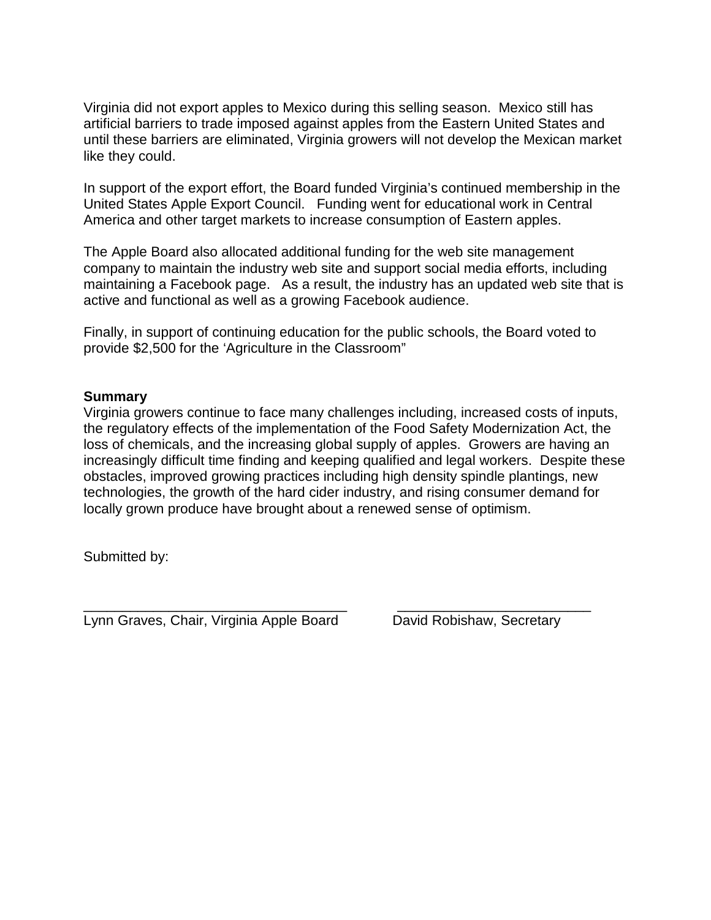Virginia did not export apples to Mexico during this selling season. Mexico still has artificial barriers to trade imposed against apples from the Eastern United States and until these barriers are eliminated, Virginia growers will not develop the Mexican market like they could.

In support of the export effort, the Board funded Virginia's continued membership in the United States Apple Export Council. Funding went for educational work in Central America and other target markets to increase consumption of Eastern apples.

The Apple Board also allocated additional funding for the web site management company to maintain the industry web site and support social media efforts, including maintaining a Facebook page. As a result, the industry has an updated web site that is active and functional as well as a growing Facebook audience.

Finally, in support of continuing education for the public schools, the Board voted to provide $2,500 for the 'Agriculture in the Classroom"

**Summary**

Virginia growers continue to face many challenges including, increased costs of inputs, the regulatory effects of the implementation of the Food Safety Modernization Act, the loss of chemicals, and the increasing global supply of apples. Growers are having an increasingly difficult time finding and keeping qualified and legal workers. Despite these obstacles, improved growing practices including high density spindle plantings, new technologies, the growth of the hard cider industry, and rising consumer demand for locally grown produce have brought about a renewed sense of optimism.

Submitted by:

___________________________________ Lynn Graves, Chair, Virginia Apple Board

__________________________ David Robishaw, Secretary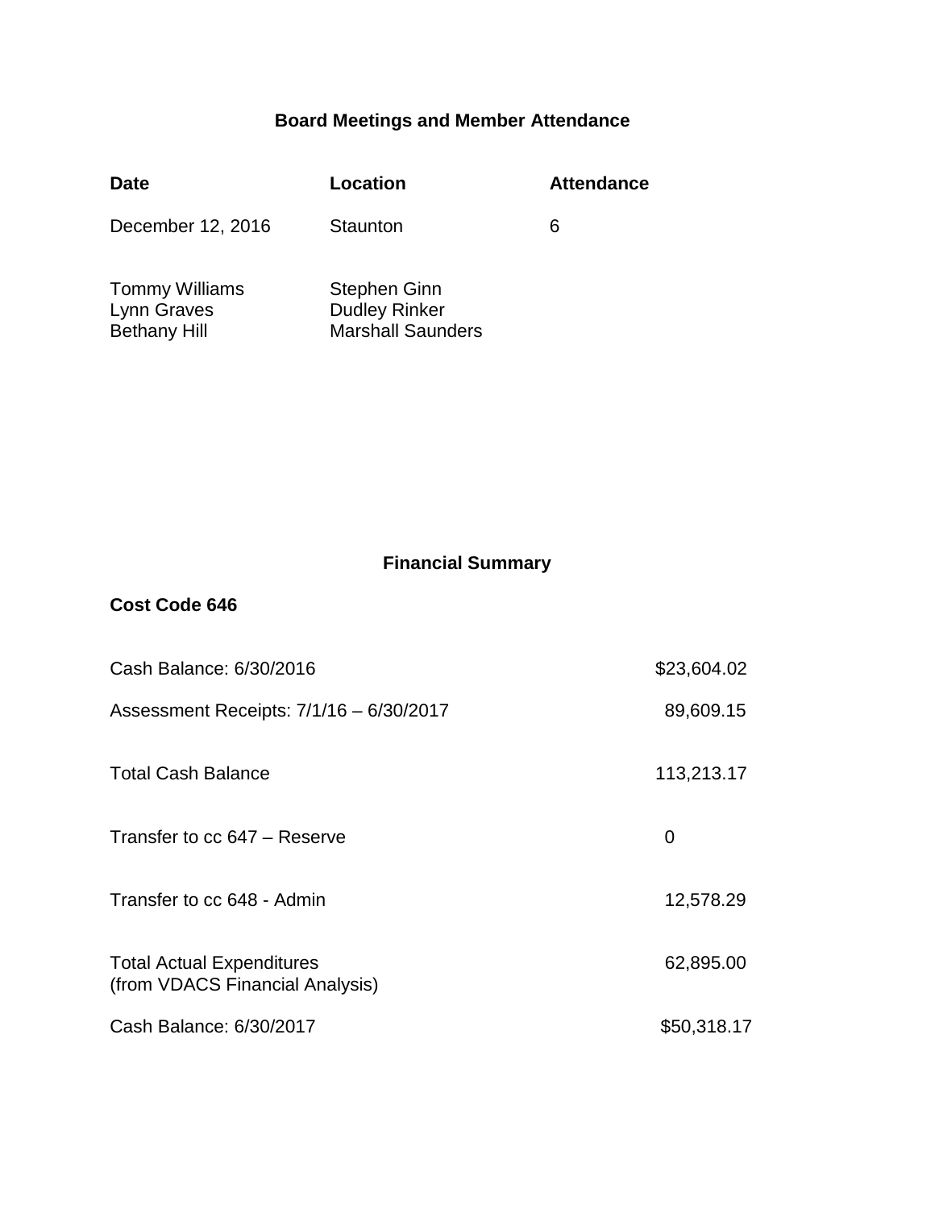## Board Meetings and Member Attendance

| Date | Location | Attendance |
| --- | --- | --- |
| December 12, 2016 | Staunton | 6 |

| | |
| --- | --- |
| Tommy Williams | Stephen Ginn |
| Lynn Graves | Dudley Rinker |
| Bethany Hill | Marshall Saunders |

## Financial Summary

**Cost Code 646**

| | |
| --- | --- |
| Cash Balance: 6/30/2016 | $23,604.02 |
| Assessment Receipts: 7/1/16 – 6/30/2017 | 89,609.15 |
| Total Cash Balance | 113,213.17 |
| Transfer to cc 647 – Reserve | 0 |
| Transfer to cc 648 - Admin | 12,578.29 |
| Total Actual Expenditures (from VDACS Financial Analysis) | 62,895.00 |
| Cash Balance: 6/30/2017 | $50,318.17 |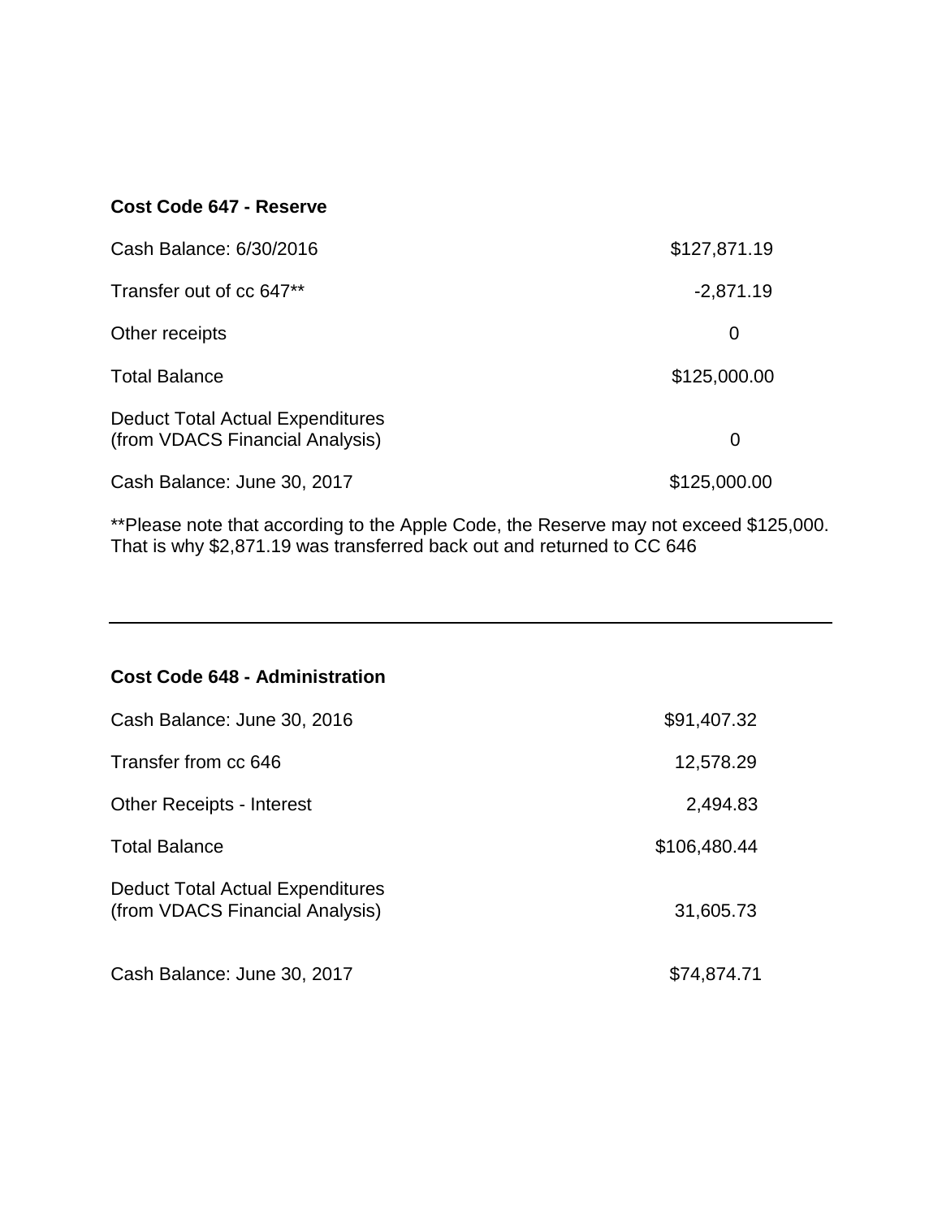**Cost Code 647 - Reserve**

| | |
|---|---|
| Cash Balance: 6/30/2016 | $127,871.19 |
| Transfer out of cc 647** | -2,871.19 |
| Other receipts | 0 |
| Total Balance | $125,000.00 |
| Deduct Total Actual Expenditures (from VDACS Financial Analysis) | 0 |
| Cash Balance: June 30, 2017 | $125,000.00 |

**Please note that according to the Apple Code, the Reserve may not exceed $125,000. That is why $2,871.19 was transferred back out and returned to CC 646

---

**Cost Code 648 - Administration**

| | |
|---|---|
| Cash Balance: June 30, 2016 | $91,407.32 |
| Transfer from cc 646 | 12,578.29 |
| Other Receipts - Interest | 2,494.83 |
| Total Balance | $106,480.44 |
| Deduct Total Actual Expenditures (from VDACS Financial Analysis) | 31,605.73 |
| Cash Balance: June 30, 2017 | $74,874.71 |